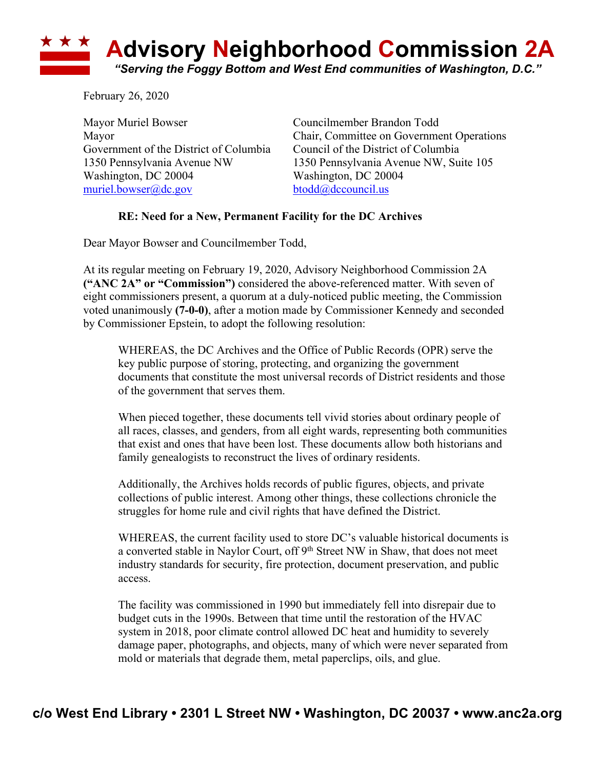# Advisory Neighborhood Commission 2A

*"Serving the Foggy Bottom and West End communities of Washington, D.C."*

February 26, 2020

Mayor Muriel Bowser
Mayor
Government of the District of Columbia
1350 Pennsylvania Avenue NW
Washington, DC 20004
muriel.bowser@dc.gov

Councilmember Brandon Todd
Chair, Committee on Government Operations
Council of the District of Columbia
1350 Pennsylvania Avenue NW, Suite 105
Washington, DC 20004
btodd@dccouncil.us

**RE: Need for a New, Permanent Facility for the DC Archives**

Dear Mayor Bowser and Councilmember Todd,

At its regular meeting on February 19, 2020, Advisory Neighborhood Commission 2A **("ANC 2A" or "Commission")** considered the above-referenced matter. With seven of eight commissioners present, a quorum at a duly-noticed public meeting, the Commission voted unanimously **(7-0-0)**, after a motion made by Commissioner Kennedy and seconded by Commissioner Epstein, to adopt the following resolution:

> WHEREAS, the DC Archives and the Office of Public Records (OPR) serve the key public purpose of storing, protecting, and organizing the government documents that constitute the most universal records of District residents and those of the government that serves them.
>
> When pieced together, these documents tell vivid stories about ordinary people of all races, classes, and genders, from all eight wards, representing both communities that exist and ones that have been lost. These documents allow both historians and family genealogists to reconstruct the lives of ordinary residents.
>
> Additionally, the Archives holds records of public figures, objects, and private collections of public interest. Among other things, these collections chronicle the struggles for home rule and civil rights that have defined the District.
>
> WHEREAS, the current facility used to store DC's valuable historical documents is a converted stable in Naylor Court, off 9th Street NW in Shaw, that does not meet industry standards for security, fire protection, document preservation, and public access.
>
> The facility was commissioned in 1990 but immediately fell into disrepair due to budget cuts in the 1990s. Between that time until the restoration of the HVAC system in 2018, poor climate control allowed DC heat and humidity to severely damage paper, photographs, and objects, many of which were never separated from mold or materials that degrade them, metal paperclips, oils, and glue.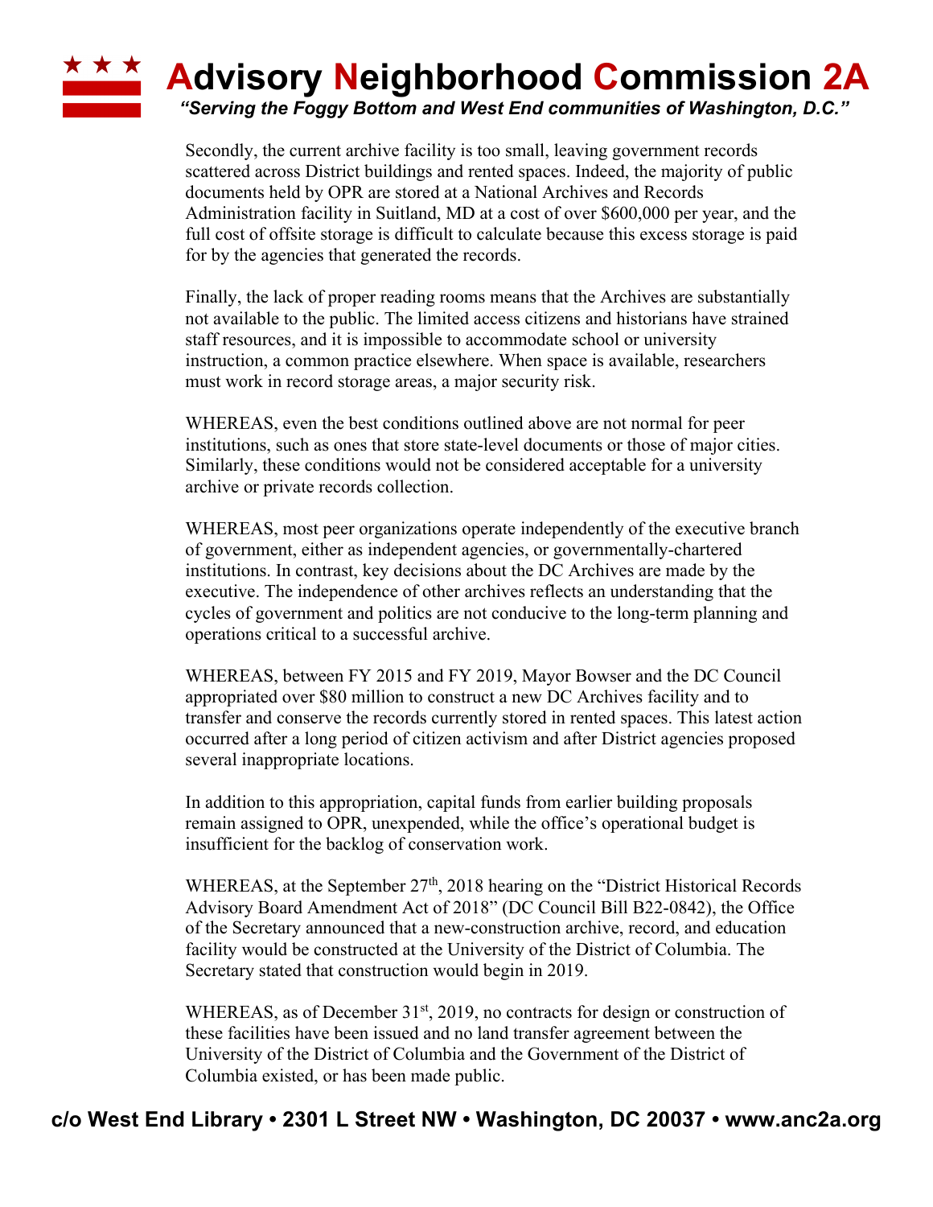Secondly, the current archive facility is too small, leaving government records scattered across District buildings and rented spaces. Indeed, the majority of public documents held by OPR are stored at a National Archives and Records Administration facility in Suitland, MD at a cost of over $600,000 per year, and the full cost of offsite storage is difficult to calculate because this excess storage is paid for by the agencies that generated the records.

Finally, the lack of proper reading rooms means that the Archives are substantially not available to the public. The limited access citizens and historians have strained staff resources, and it is impossible to accommodate school or university instruction, a common practice elsewhere. When space is available, researchers must work in record storage areas, a major security risk.

WHEREAS, even the best conditions outlined above are not normal for peer institutions, such as ones that store state-level documents or those of major cities. Similarly, these conditions would not be considered acceptable for a university archive or private records collection.

WHEREAS, most peer organizations operate independently of the executive branch of government, either as independent agencies, or governmentally-chartered institutions. In contrast, key decisions about the DC Archives are made by the executive. The independence of other archives reflects an understanding that the cycles of government and politics are not conducive to the long-term planning and operations critical to a successful archive.

WHEREAS, between FY 2015 and FY 2019, Mayor Bowser and the DC Council appropriated over $80 million to construct a new DC Archives facility and to transfer and conserve the records currently stored in rented spaces. This latest action occurred after a long period of citizen activism and after District agencies proposed several inappropriate locations.

In addition to this appropriation, capital funds from earlier building proposals remain assigned to OPR, unexpended, while the office's operational budget is insufficient for the backlog of conservation work.

WHEREAS, at the September 27th, 2018 hearing on the "District Historical Records Advisory Board Amendment Act of 2018" (DC Council Bill B22-0842), the Office of the Secretary announced that a new-construction archive, record, and education facility would be constructed at the University of the District of Columbia. The Secretary stated that construction would begin in 2019.

WHEREAS, as of December 31st, 2019, no contracts for design or construction of these facilities have been issued and no land transfer agreement between the University of the District of Columbia and the Government of the District of Columbia existed, or has been made public.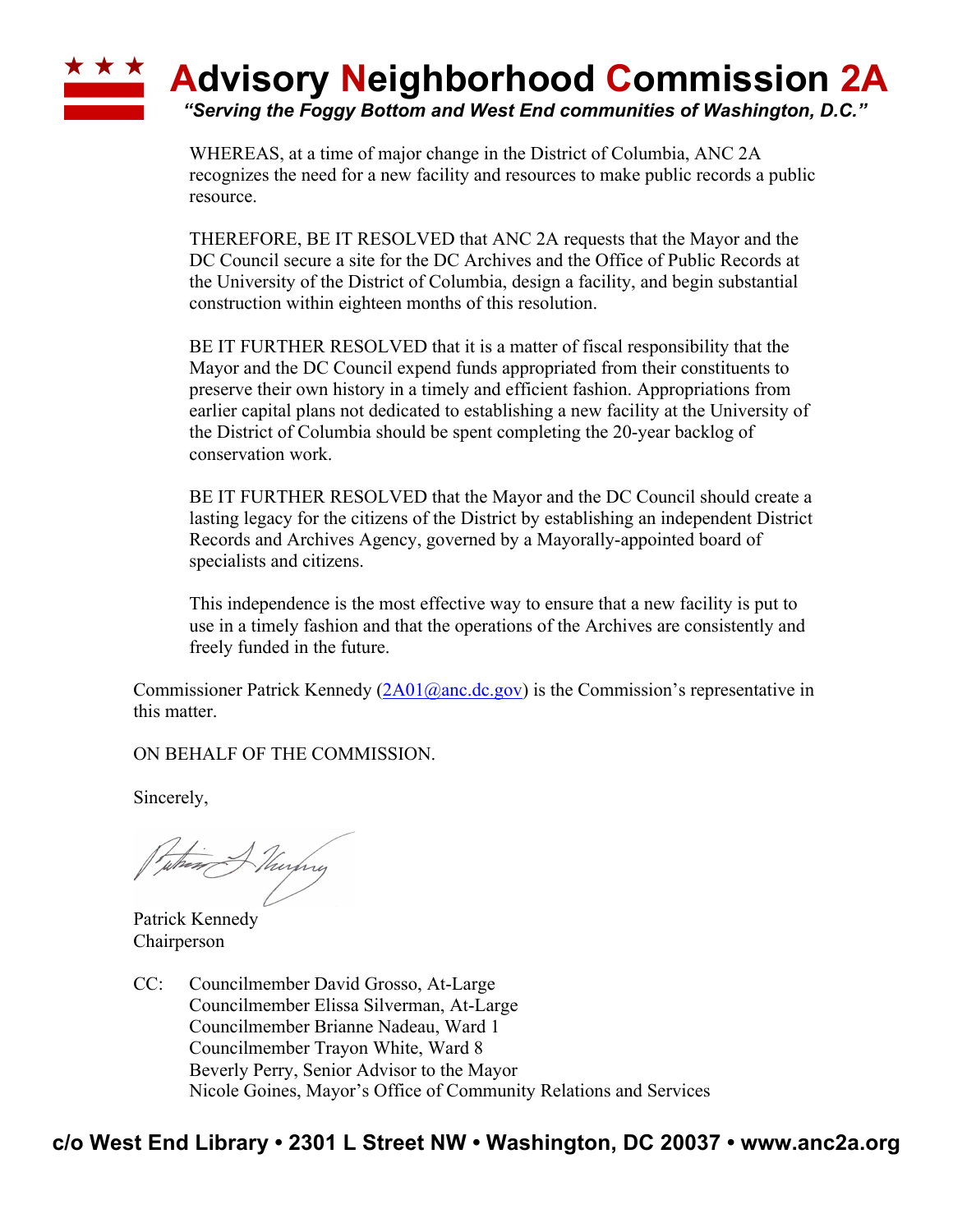# Advisory Neighborhood Commission 2A

*"Serving the Foggy Bottom and West End communities of Washington, D.C."*

WHEREAS, at a time of major change in the District of Columbia, ANC 2A recognizes the need for a new facility and resources to make public records a public resource.

THEREFORE, BE IT RESOLVED that ANC 2A requests that the Mayor and the DC Council secure a site for the DC Archives and the Office of Public Records at the University of the District of Columbia, design a facility, and begin substantial construction within eighteen months of this resolution.

BE IT FURTHER RESOLVED that it is a matter of fiscal responsibility that the Mayor and the DC Council expend funds appropriated from their constituents to preserve their own history in a timely and efficient fashion. Appropriations from earlier capital plans not dedicated to establishing a new facility at the University of the District of Columbia should be spent completing the 20-year backlog of conservation work.

BE IT FURTHER RESOLVED that the Mayor and the DC Council should create a lasting legacy for the citizens of the District by establishing an independent District Records and Archives Agency, governed by a Mayorally-appointed board of specialists and citizens.

This independence is the most effective way to ensure that a new facility is put to use in a timely fashion and that the operations of the Archives are consistently and freely funded in the future.

Commissioner Patrick Kennedy (2A01@anc.dc.gov) is the Commission's representative in this matter.

ON BEHALF OF THE COMMISSION.

Sincerely,

Patrick Kennedy
Chairperson

CC: Councilmember David Grosso, At-Large
Councilmember Elissa Silverman, At-Large
Councilmember Brianne Nadeau, Ward 1
Councilmember Trayon White, Ward 8
Beverly Perry, Senior Advisor to the Mayor
Nicole Goines, Mayor's Office of Community Relations and Services

**c/o West End Library • 2301 L Street NW • Washington, DC 20037 • www.anc2a.org**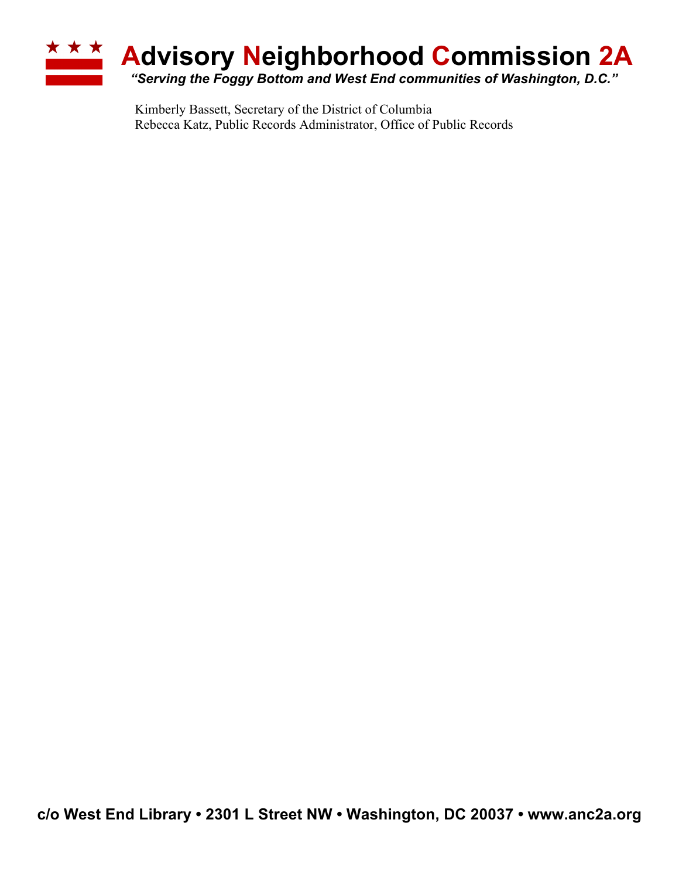# Advisory Neighborhood Commission 2A

*"Serving the Foggy Bottom and West End communities of Washington, D.C."*

Kimberly Bassett, Secretary of the District of Columbia
Rebecca Katz, Public Records Administrator, Office of Public Records

**c/o West End Library • 2301 L Street NW • Washington, DC 20037 • www.anc2a.org**